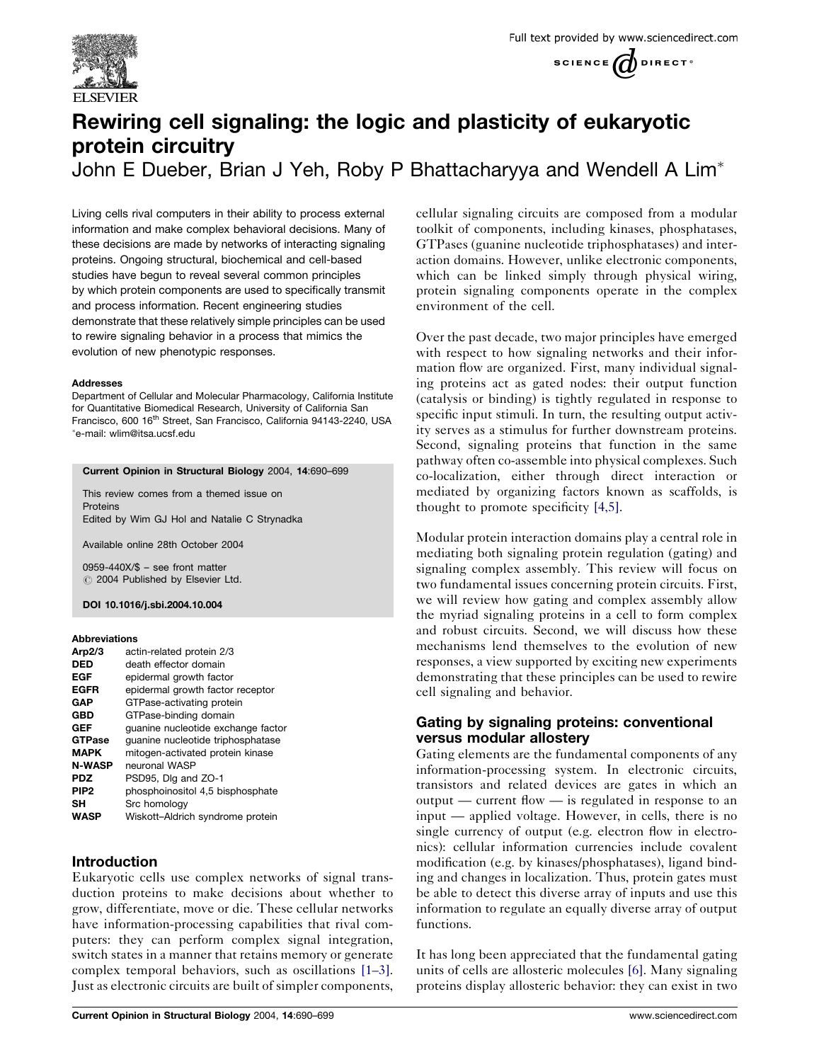# Rewiring cell signaling: the logic and plasticity of eukaryotic protein circuitry

John E Dueber, Brian J Yeh, Roby P Bhattacharyya and Wendell A Lim*

Living cells rival computers in their ability to process external information and make complex behavioral decisions. Many of these decisions are made by networks of interacting signaling proteins. Ongoing structural, biochemical and cell-based studies have begun to reveal several common principles by which protein components are used to specifically transmit and process information. Recent engineering studies demonstrate that these relatively simple principles can be used to rewire signaling behavior in a process that mimics the evolution of new phenotypic responses.

**Addresses**

Department of Cellular and Molecular Pharmacology, California Institute for Quantitative Biomedical Research, University of California San Francisco, 600 16th Street, San Francisco, California 94143-2240, USA
*e-mail: wlim@itsa.ucsf.edu

**Current Opinion in Structural Biology 2004, 14:690–699**

This review comes from a themed issue on Proteins
Edited by Wim GJ Hol and Natalie C Strynadka

Available online 28th October 2004

0959-440X/$ – see front matter
© 2004 Published by Elsevier Ltd.

**DOI 10.1016/j.sbi.2004.10.004**

**Abbreviations**

| | |
|---|---|
| **Arp2/3** | actin-related protein 2/3 |
| **DED** | death effector domain |
| **EGF** | epidermal growth factor |
| **EGFR** | epidermal growth factor receptor |
| **GAP** | GTPase-activating protein |
| **GBD** | GTPase-binding domain |
| **GEF** | guanine nucleotide exchange factor |
| **GTPase** | guanine nucleotide triphosphatase |
| **MAPK** | mitogen-activated protein kinase |
| **N-WASP** | neuronal WASP |
| **PDZ** | PSD95, Dlg and ZO-1 |
| **PIP2** | phosphoinositol 4,5 bisphosphate |
| **SH** | Src homology |
| **WASP** | Wiskott–Aldrich syndrome protein |

## Introduction

Eukaryotic cells use complex networks of signal transduction proteins to make decisions about whether to grow, differentiate, move or die. These cellular networks have information-processing capabilities that rival computers: they can perform complex signal integration, switch states in a manner that retains memory or generate complex temporal behaviors, such as oscillations [1–3]. Just as electronic circuits are built of simpler components, cellular signaling circuits are composed from a modular toolkit of components, including kinases, phosphatases, GTPases (guanine nucleotide triphosphatases) and interaction domains. However, unlike electronic components, which can be linked simply through physical wiring, protein signaling components operate in the complex environment of the cell.

Over the past decade, two major principles have emerged with respect to how signaling networks and their information flow are organized. First, many individual signaling proteins act as gated nodes: their output function (catalysis or binding) is tightly regulated in response to specific input stimuli. In turn, the resulting output activity serves as a stimulus for further downstream proteins. Second, signaling proteins that function in the same pathway often co-assemble into physical complexes. Such co-localization, either through direct interaction or mediated by organizing factors known as scaffolds, is thought to promote specificity [4,5].

Modular protein interaction domains play a central role in mediating both signaling protein regulation (gating) and signaling complex assembly. This review will focus on two fundamental issues concerning protein circuits. First, we will review how gating and complex assembly allow the myriad signaling proteins in a cell to form complex and robust circuits. Second, we will discuss how these mechanisms lend themselves to the evolution of new responses, a view supported by exciting new experiments demonstrating that these principles can be used to rewire cell signaling and behavior.

## Gating by signaling proteins: conventional versus modular allostery

Gating elements are the fundamental components of any information-processing system. In electronic circuits, transistors and related devices are gates in which an output — current flow — is regulated in response to an input — applied voltage. However, in cells, there is no single currency of output (e.g. electron flow in electronics): cellular information currencies include covalent modification (e.g. by kinases/phosphatases), ligand binding and changes in localization. Thus, protein gates must be able to detect this diverse array of inputs and use this information to regulate an equally diverse array of output functions.

It has long been appreciated that the fundamental gating units of cells are allosteric molecules [6]. Many signaling proteins display allosteric behavior: they can exist in two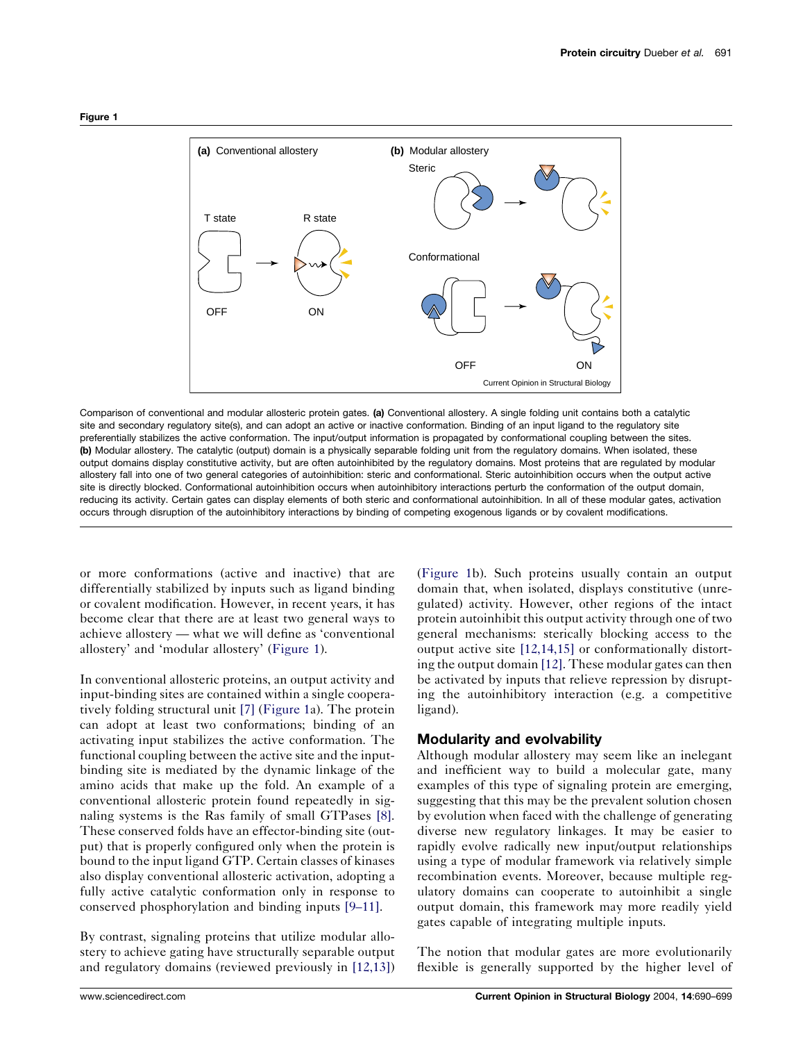**Figure 1**

Comparison of conventional and modular allosteric protein gates. **(a)** Conventional allostery. A single folding unit contains both a catalytic site and secondary regulatory site(s), and can adopt an active or inactive conformation. Binding of an input ligand to the regulatory site preferentially stabilizes the active conformation. The input/output information is propagated by conformational coupling between the sites. **(b)** Modular allostery. The catalytic (output) domain is a physically separable folding unit from the regulatory domains. When isolated, these output domains display constitutive activity, but are often autoinhibited by the regulatory domains. Most proteins that are regulated by modular allostery fall into one of two general categories of autoinhibition: steric and conformational. Steric autoinhibition occurs when the output active site is directly blocked. Conformational autoinhibition occurs when autoinhibitory interactions perturb the conformation of the output domain, reducing its activity. Certain gates can display elements of both steric and conformational autoinhibition. In all of these modular gates, activation occurs through disruption of the autoinhibitory interactions by binding of competing exogenous ligands or by covalent modifications.

or more conformations (active and inactive) that are differentially stabilized by inputs such as ligand binding or covalent modification. However, in recent years, it has become clear that there are at least two general ways to achieve allostery — what we will define as 'conventional allostery' and 'modular allostery' (Figure 1).

In conventional allosteric proteins, an output activity and input-binding sites are contained within a single cooperatively folding structural unit [7] (Figure 1a). The protein can adopt at least two conformations; binding of an activating input stabilizes the active conformation. The functional coupling between the active site and the input-binding site is mediated by the dynamic linkage of the amino acids that make up the fold. An example of a conventional allosteric protein found repeatedly in signaling systems is the Ras family of small GTPases [8]. These conserved folds have an effector-binding site (output) that is properly configured only when the protein is bound to the input ligand GTP. Certain classes of kinases also display conventional allosteric activation, adopting a fully active catalytic conformation only in response to conserved phosphorylation and binding inputs [9–11].

By contrast, signaling proteins that utilize modular allostery to achieve gating have structurally separable output and regulatory domains (reviewed previously in [12,13]) (Figure 1b). Such proteins usually contain an output domain that, when isolated, displays constitutive (unregulated) activity. However, other regions of the intact protein autoinhibit this output activity through one of two general mechanisms: sterically blocking access to the output active site [12,14,15] or conformationally distorting the output domain [12]. These modular gates can then be activated by inputs that relieve repression by disrupting the autoinhibitory interaction (e.g. a competitive ligand).

## Modularity and evolvability

Although modular allostery may seem like an inelegant and inefficient way to build a molecular gate, many examples of this type of signaling protein are emerging, suggesting that this may be the prevalent solution chosen by evolution when faced with the challenge of generating diverse new regulatory linkages. It may be easier to rapidly evolve radically new input/output relationships using a type of modular framework via relatively simple recombination events. Moreover, because multiple regulatory domains can cooperate to autoinhibit a single output domain, this framework may more readily yield gates capable of integrating multiple inputs.

The notion that modular gates are more evolutionarily flexible is generally supported by the higher level of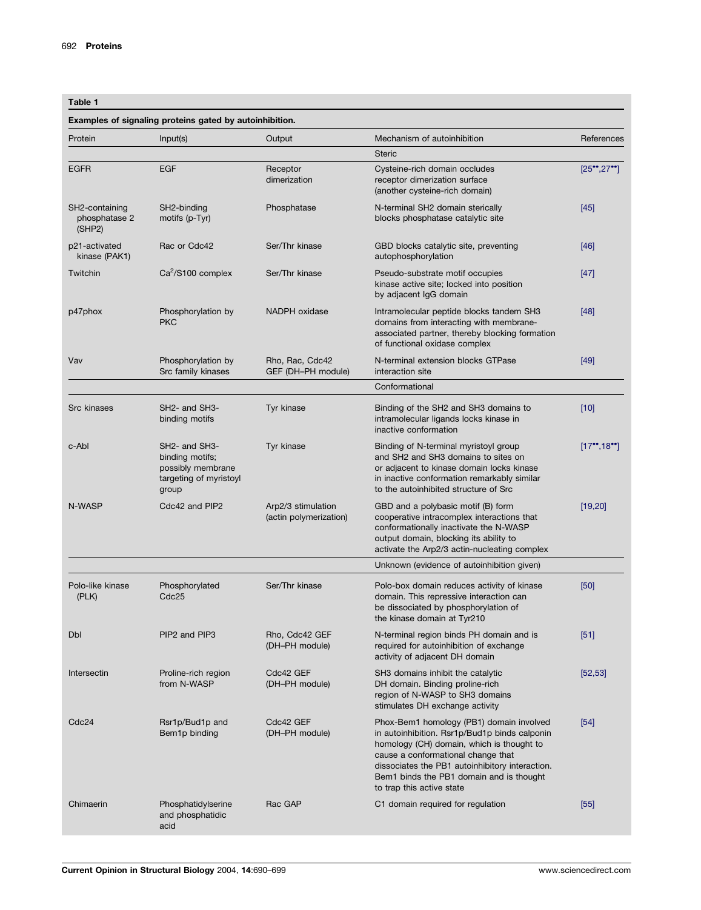**Table 1**

**Examples of signaling proteins gated by autoinhibition.**

| Protein | Input(s) | Output | Mechanism of autoinhibition | References |
|---|---|---|---|---|
| | | | Steric | |
| EGFR | EGF | Receptor dimerization | Cysteine-rich domain occludes receptor dimerization surface (another cysteine-rich domain) | [25••,27••] |
| SH2-containing phosphatase 2 (SHP2) | SH2-binding motifs (p-Tyr) | Phosphatase | N-terminal SH2 domain sterically blocks phosphatase catalytic site | [45] |
| p21-activated kinase (PAK1) | Rac or Cdc42 | Ser/Thr kinase | GBD blocks catalytic site, preventing autophosphorylation | [46] |
| Twitchin | $Ca^2$/S100 complex | Ser/Thr kinase | Pseudo-substrate motif occupies kinase active site; locked into position by adjacent IgG domain | [47] |
| p47phox | Phosphorylation by PKC | NADPH oxidase | Intramolecular peptide blocks tandem SH3 domains from interacting with membrane-associated partner, thereby blocking formation of functional oxidase complex | [48] |
| Vav | Phosphorylation by Src family kinases | Rho, Rac, Cdc42 GEF (DH–PH module) | N-terminal extension blocks GTPase interaction site | [49] |
| | | | Conformational | |
| Src kinases | SH2- and SH3-binding motifs | Tyr kinase | Binding of the SH2 and SH3 domains to intramolecular ligands locks kinase in inactive conformation | [10] |
| c-Abl | SH2- and SH3-binding motifs; possibly membrane targeting of myristoyl group | Tyr kinase | Binding of N-terminal myristoyl group and SH2 and SH3 domains to sites on or adjacent to kinase domain locks kinase in inactive conformation remarkably similar to the autoinhibited structure of Src | [17••,18••] |
| N-WASP | Cdc42 and PIP2 | Arp2/3 stimulation (actin polymerization) | GBD and a polybasic motif (B) form cooperative intracomplex interactions that conformationally inactivate the N-WASP output domain, blocking its ability to activate the Arp2/3 actin-nucleating complex | [19,20] |
| | | | Unknown (evidence of autoinhibition given) | |
| Polo-like kinase (PLK) | Phosphorylated Cdc25 | Ser/Thr kinase | Polo-box domain reduces activity of kinase domain. This repressive interaction can be dissociated by phosphorylation of the kinase domain at Tyr210 | [50] |
| Dbl | PIP2 and PIP3 | Rho, Cdc42 GEF (DH–PH module) | N-terminal region binds PH domain and is required for autoinhibition of exchange activity of adjacent DH domain | [51] |
| Intersectin | Proline-rich region from N-WASP | Cdc42 GEF (DH–PH module) | SH3 domains inhibit the catalytic DH domain. Binding proline-rich region of N-WASP to SH3 domains stimulates DH exchange activity | [52,53] |
| Cdc24 | Rsr1p/Bud1p and Bem1p binding | Cdc42 GEF (DH–PH module) | Phox-Bem1 homology (PB1) domain involved in autoinhibition. Rsr1p/Bud1p binds calponin homology (CH) domain, which is thought to cause a conformational change that dissociates the PB1 autoinhibitory interaction. Bem1 binds the PB1 domain and is thought to trap this active state | [54] |
| Chimaerin | Phosphatidylserine and phosphatidic acid | Rac GAP | C1 domain required for regulation | [55] |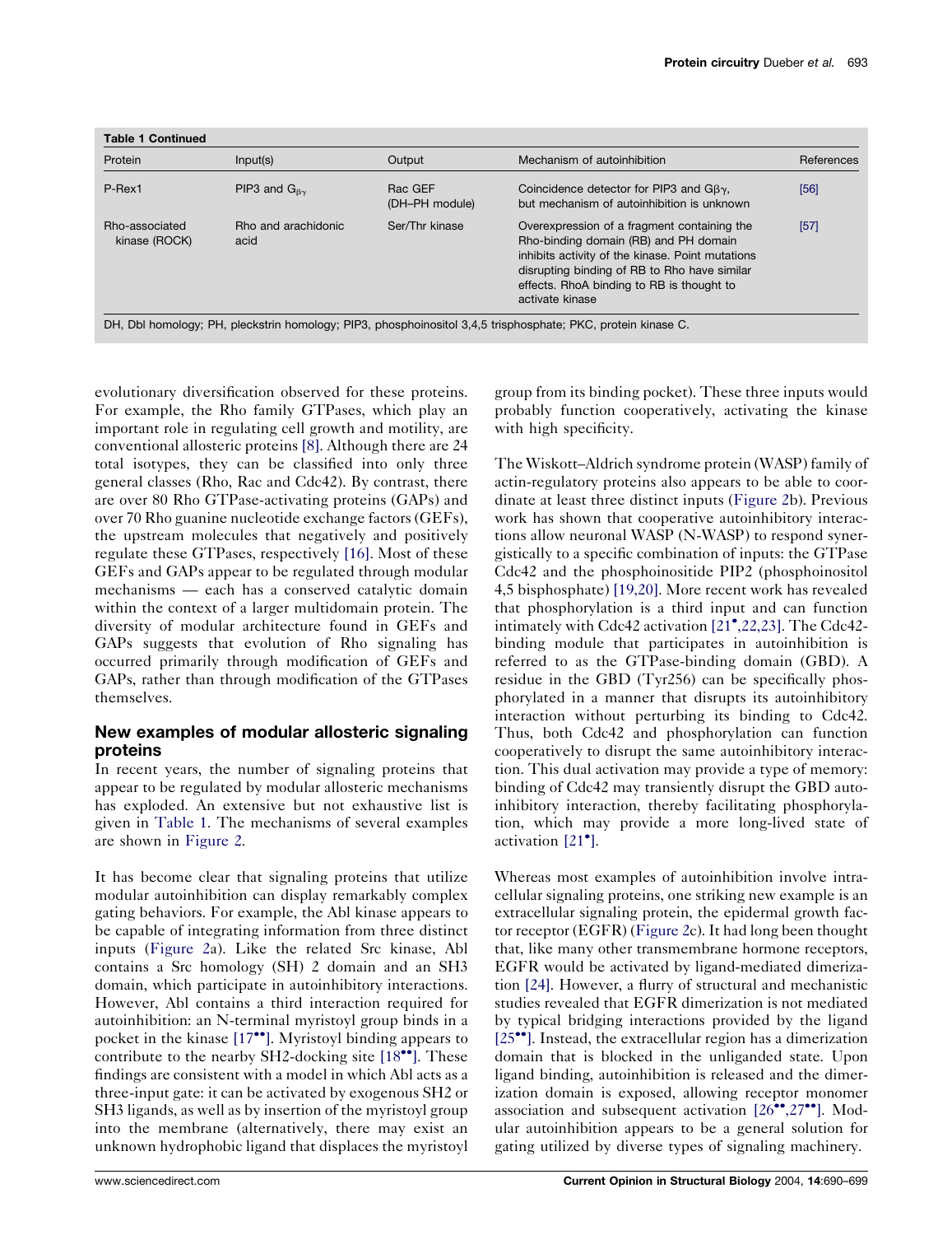**Table 1 Continued**

| Protein | Input(s) | Output | Mechanism of autoinhibition | References |
|---|---|---|---|---|
| P-Rex1 | PIP3 and $G_{\beta\gamma}$ | Rac GEF (DH–PH module) | Coincidence detector for PIP3 and $G\beta\gamma$, but mechanism of autoinhibition is unknown | [56] |
| Rho-associated kinase (ROCK) | Rho and arachidonic acid | Ser/Thr kinase | Overexpression of a fragment containing the Rho-binding domain (RB) and PH domain inhibits activity of the kinase. Point mutations disrupting binding of RB to Rho have similar effects. RhoA binding to RB is thought to activate kinase | [57] |

DH, Dbl homology; PH, pleckstrin homology; PIP3, phosphoinositol 3,4,5 trisphosphate; PKC, protein kinase C.

evolutionary diversification observed for these proteins. For example, the Rho family GTPases, which play an important role in regulating cell growth and motility, are conventional allosteric proteins [8]. Although there are 24 total isotypes, they can be classified into only three general classes (Rho, Rac and Cdc42). By contrast, there are over 80 Rho GTPase-activating proteins (GAPs) and over 70 Rho guanine nucleotide exchange factors (GEFs), the upstream molecules that negatively and positively regulate these GTPases, respectively [16]. Most of these GEFs and GAPs appear to be regulated through modular mechanisms — each has a conserved catalytic domain within the context of a larger multidomain protein. The diversity of modular architecture found in GEFs and GAPs suggests that evolution of Rho signaling has occurred primarily through modification of GEFs and GAPs, rather than through modification of the GTPases themselves.

## New examples of modular allosteric signaling proteins

In recent years, the number of signaling proteins that appear to be regulated by modular allosteric mechanisms has exploded. An extensive but not exhaustive list is given in Table 1. The mechanisms of several examples are shown in Figure 2.

It has become clear that signaling proteins that utilize modular autoinhibition can display remarkably complex gating behaviors. For example, the Abl kinase appears to be capable of integrating information from three distinct inputs (Figure 2a). Like the related Src kinase, Abl contains a Src homology (SH) 2 domain and an SH3 domain, which participate in autoinhibitory interactions. However, Abl contains a third interaction required for autoinhibition: an N-terminal myristoyl group binds in a pocket in the kinase [17••]. Myristoyl binding appears to contribute to the nearby SH2-docking site [18••]. These findings are consistent with a model in which Abl acts as a three-input gate: it can be activated by exogenous SH2 or SH3 ligands, as well as by insertion of the myristoyl group into the membrane (alternatively, there may exist an unknown hydrophobic ligand that displaces the myristoyl group from its binding pocket). These three inputs would probably function cooperatively, activating the kinase with high specificity.

The Wiskott–Aldrich syndrome protein (WASP) family of actin-regulatory proteins also appears to be able to coordinate at least three distinct inputs (Figure 2b). Previous work has shown that cooperative autoinhibitory interactions allow neuronal WASP (N-WASP) to respond synergistically to a specific combination of inputs: the GTPase Cdc42 and the phosphoinositide PIP2 (phosphoinositol 4,5 bisphosphate) [19,20]. More recent work has revealed that phosphorylation is a third input and can function intimately with Cdc42 activation [21•,22,23]. The Cdc42-binding module that participates in autoinhibition is referred to as the GTPase-binding domain (GBD). A residue in the GBD (Tyr256) can be specifically phosphorylated in a manner that disrupts its autoinhibitory interaction without perturbing its binding to Cdc42. Thus, both Cdc42 and phosphorylation can function cooperatively to disrupt the same autoinhibitory interaction. This dual activation may provide a type of memory: binding of Cdc42 may transiently disrupt the GBD autoinhibitory interaction, thereby facilitating phosphorylation, which may provide a more long-lived state of activation [21•].

Whereas most examples of autoinhibition involve intracellular signaling proteins, one striking new example is an extracellular signaling protein, the epidermal growth factor receptor (EGFR) (Figure 2c). It had long been thought that, like many other transmembrane hormone receptors, EGFR would be activated by ligand-mediated dimerization [24]. However, a flurry of structural and mechanistic studies revealed that EGFR dimerization is not mediated by typical bridging interactions provided by the ligand [25••]. Instead, the extracellular region has a dimerization domain that is blocked in the unliganded state. Upon ligand binding, autoinhibition is released and the dimerization domain is exposed, allowing receptor monomer association and subsequent activation [26••,27••]. Modular autoinhibition appears to be a general solution for gating utilized by diverse types of signaling machinery.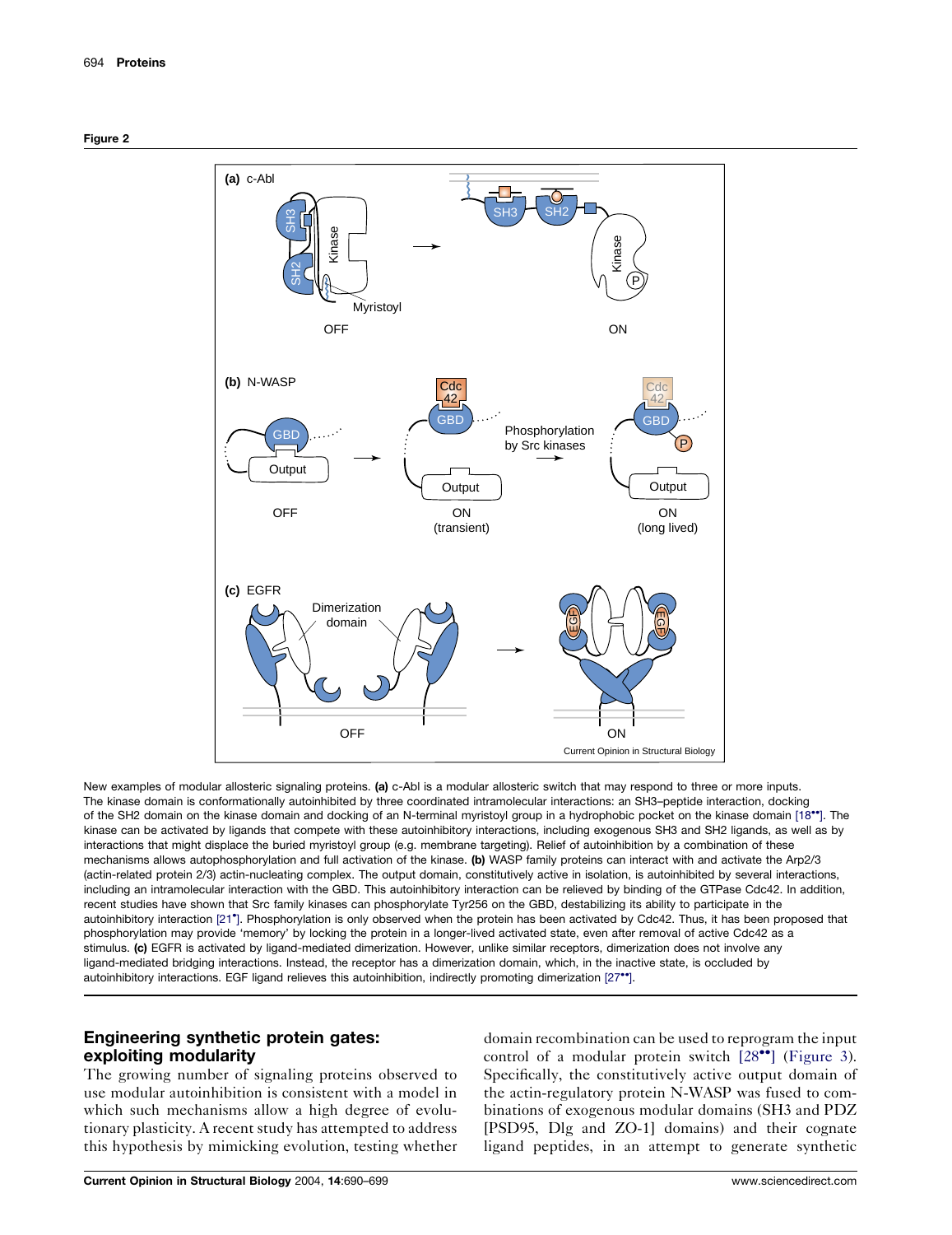**Figure 2**

New examples of modular allosteric signaling proteins. **(a)** c-Abl is a modular allosteric switch that may respond to three or more inputs. The kinase domain is conformationally autoinhibited by three coordinated intramolecular interactions: an SH3–peptide interaction, docking of the SH2 domain on the kinase domain and docking of an N-terminal myristoyl group in a hydrophobic pocket on the kinase domain [18••]. The kinase can be activated by ligands that compete with these autoinhibitory interactions, including exogenous SH3 and SH2 ligands, as well as by interactions that might displace the buried myristoyl group (e.g. membrane targeting). Relief of autoinhibition by a combination of these mechanisms allows autophosphorylation and full activation of the kinase. **(b)** WASP family proteins can interact with and activate the Arp2/3 (actin-related protein 2/3) actin-nucleating complex. The output domain, constitutively active in isolation, is autoinhibited by several interactions, including an intramolecular interaction with the GBD. This autoinhibitory interaction can be relieved by binding of the GTPase Cdc42. In addition, recent studies have shown that Src family kinases can phosphorylate Tyr256 on the GBD, destabilizing its ability to participate in the autoinhibitory interaction [21•]. Phosphorylation is only observed when the protein has been activated by Cdc42. Thus, it has been proposed that phosphorylation may provide 'memory' by locking the protein in a longer-lived activated state, even after removal of active Cdc42 as a stimulus. **(c)** EGFR is activated by ligand-mediated dimerization. However, unlike similar receptors, dimerization does not involve any ligand-mediated bridging interactions. Instead, the receptor has a dimerization domain, which, in the inactive state, is occluded by autoinhibitory interactions. EGF ligand relieves this autoinhibition, indirectly promoting dimerization [27••].

## Engineering synthetic protein gates: exploiting modularity

The growing number of signaling proteins observed to use modular autoinhibition is consistent with a model in which such mechanisms allow a high degree of evolutionary plasticity. A recent study has attempted to address this hypothesis by mimicking evolution, testing whether domain recombination can be used to reprogram the input control of a modular protein switch [28••] (Figure 3). Specifically, the constitutively active output domain of the actin-regulatory protein N-WASP was fused to combinations of exogenous modular domains (SH3 and PDZ [PSD95, Dlg and ZO-1] domains) and their cognate ligand peptides, in an attempt to generate synthetic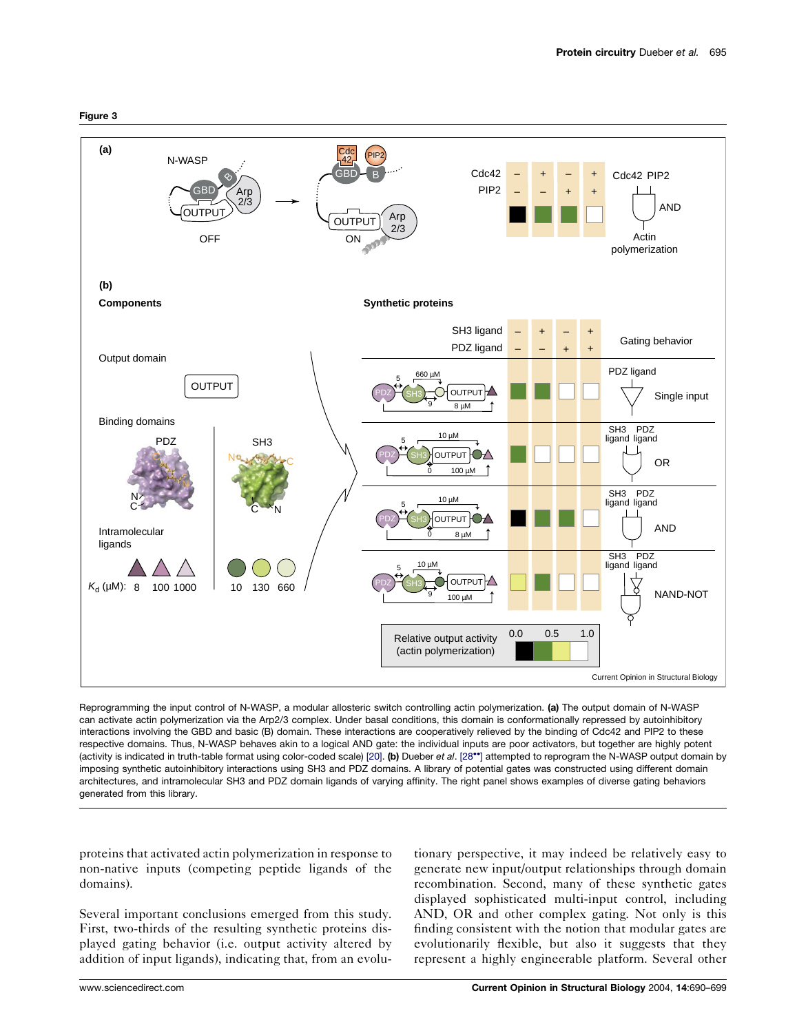**Figure 3**

Reprogramming the input control of N-WASP, a modular allosteric switch controlling actin polymerization. **(a)** The output domain of N-WASP can activate actin polymerization via the Arp2/3 complex. Under basal conditions, this domain is conformationally repressed by autoinhibitory interactions involving the GBD and basic (B) domain. These interactions are cooperatively relieved by the binding of Cdc42 and PIP2 to these respective domains. Thus, N-WASP behaves akin to a logical AND gate: the individual inputs are poor activators, but together are highly potent (activity is indicated in truth-table format using color-coded scale) [20]. **(b)** Dueber *et al.* [28••] attempted to reprogram the N-WASP output domain by imposing synthetic autoinhibitory interactions using SH3 and PDZ domains. A library of potential gates was constructed using different domain architectures, and intramolecular SH3 and PDZ domain ligands of varying affinity. The right panel shows examples of diverse gating behaviors generated from this library.

proteins that activated actin polymerization in response to non-native inputs (competing peptide ligands of the domains).

Several important conclusions emerged from this study. First, two-thirds of the resulting synthetic proteins displayed gating behavior (i.e. output activity altered by addition of input ligands), indicating that, from an evolutionary perspective, it may indeed be relatively easy to generate new input/output relationships through domain recombination. Second, many of these synthetic gates displayed sophisticated multi-input control, including AND, OR and other complex gating. Not only is this finding consistent with the notion that modular gates are evolutionarily flexible, but also it suggests that they represent a highly engineerable platform. Several other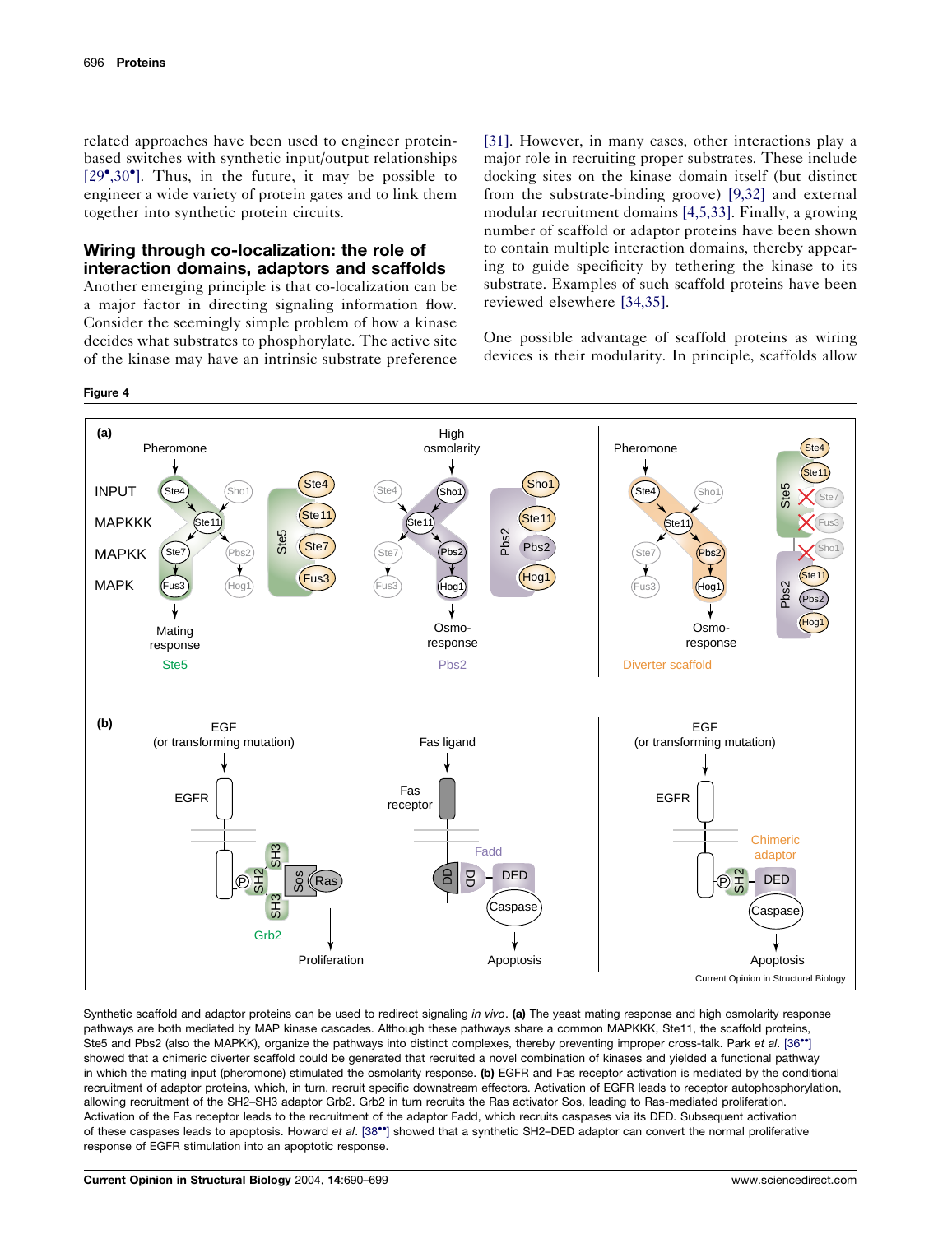related approaches have been used to engineer protein-based switches with synthetic input/output relationships [29•,30•]. Thus, in the future, it may be possible to engineer a wide variety of protein gates and to link them together into synthetic protein circuits.

## Wiring through co-localization: the role of interaction domains, adaptors and scaffolds

Another emerging principle is that co-localization can be a major factor in directing signaling information flow. Consider the seemingly simple problem of how a kinase decides what substrates to phosphorylate. The active site of the kinase may have an intrinsic substrate preference [31]. However, in many cases, other interactions play a major role in recruiting proper substrates. These include docking sites on the kinase domain itself (but distinct from the substrate-binding groove) [9,32] and external modular recruitment domains [4,5,33]. Finally, a growing number of scaffold or adaptor proteins have been shown to contain multiple interaction domains, thereby appearing to guide specificity by tethering the kinase to its substrate. Examples of such scaffold proteins have been reviewed elsewhere [34,35].

One possible advantage of scaffold proteins as wiring devices is their modularity. In principle, scaffolds allow

**Figure 4**

Synthetic scaffold and adaptor proteins can be used to redirect signaling *in vivo*. **(a)** The yeast mating response and high osmolarity response pathways are both mediated by MAP kinase cascades. Although these pathways share a common MAPKKK, Ste11, the scaffold proteins, Ste5 and Pbs2 (also the MAPKK), organize the pathways into distinct complexes, thereby preventing improper cross-talk. Park *et al*. [36••] showed that a chimeric diverter scaffold could be generated that recruited a novel combination of kinases and yielded a functional pathway in which the mating input (pheromone) stimulated the osmolarity response. **(b)** EGFR and Fas receptor activation is mediated by the conditional recruitment of adaptor proteins, which, in turn, recruit specific downstream effectors. Activation of EGFR leads to receptor autophosphorylation, allowing recruitment of the SH2–SH3 adaptor Grb2. Grb2 in turn recruits the Ras activator Sos, leading to Ras-mediated proliferation. Activation of the Fas receptor leads to the recruitment of the adaptor Fadd, which recruits caspases via its DED. Subsequent activation of these caspases leads to apoptosis. Howard *et al*. [38••] showed that a synthetic SH2–DED adaptor can convert the normal proliferative response of EGFR stimulation into an apoptotic response.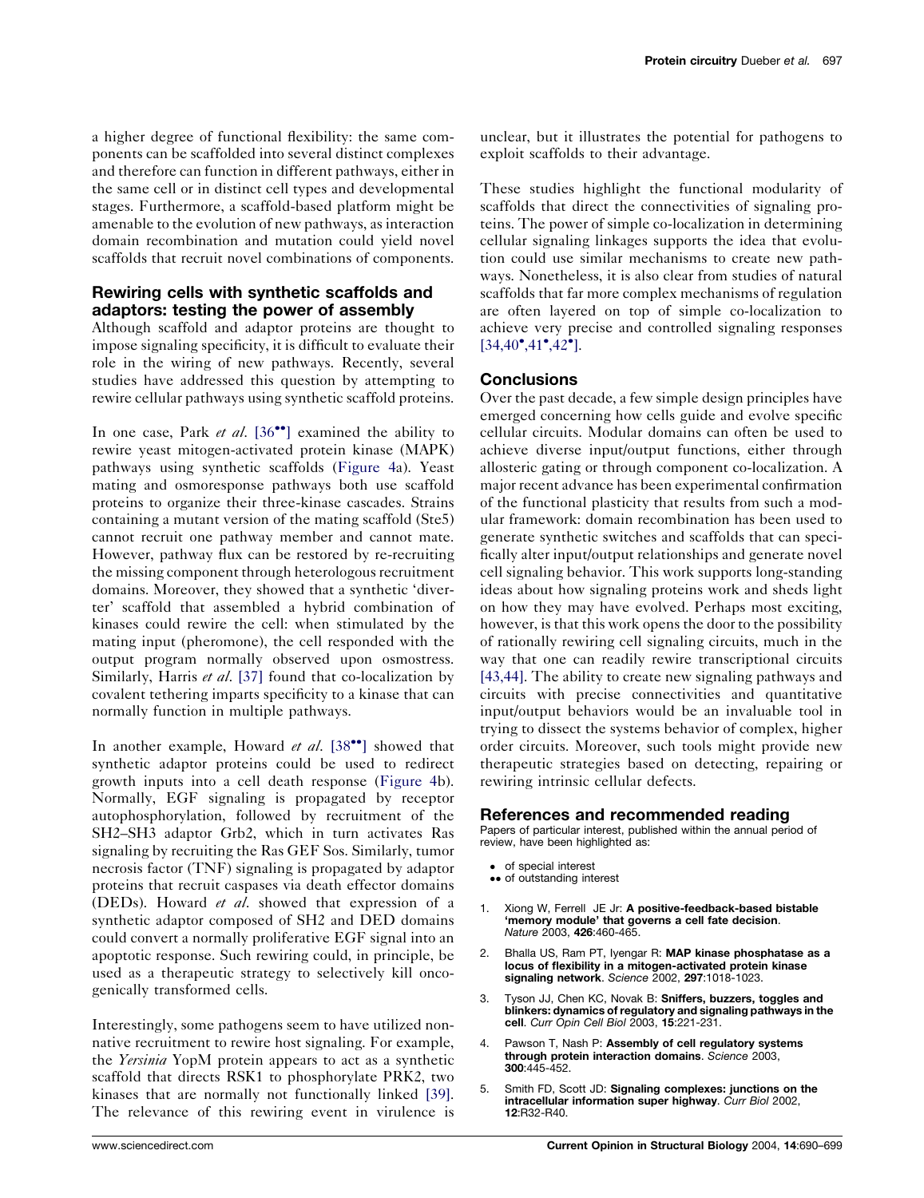a higher degree of functional flexibility: the same components can be scaffolded into several distinct complexes and therefore can function in different pathways, either in the same cell or in distinct cell types and developmental stages. Furthermore, a scaffold-based platform might be amenable to the evolution of new pathways, as interaction domain recombination and mutation could yield novel scaffolds that recruit novel combinations of components.

## Rewiring cells with synthetic scaffolds and adaptors: testing the power of assembly

Although scaffold and adaptor proteins are thought to impose signaling specificity, it is difficult to evaluate their role in the wiring of new pathways. Recently, several studies have addressed this question by attempting to rewire cellular pathways using synthetic scaffold proteins.

In one case, Park *et al.* [36••] examined the ability to rewire yeast mitogen-activated protein kinase (MAPK) pathways using synthetic scaffolds (Figure 4a). Yeast mating and osmoresponse pathways both use scaffold proteins to organize their three-kinase cascades. Strains containing a mutant version of the mating scaffold (Ste5) cannot recruit one pathway member and cannot mate. However, pathway flux can be restored by re-recruiting the missing component through heterologous recruitment domains. Moreover, they showed that a synthetic 'diverter' scaffold that assembled a hybrid combination of kinases could rewire the cell: when stimulated by the mating input (pheromone), the cell responded with the output program normally observed upon osmostress. Similarly, Harris *et al.* [37] found that co-localization by covalent tethering imparts specificity to a kinase that can normally function in multiple pathways.

In another example, Howard *et al.* [38••] showed that synthetic adaptor proteins could be used to redirect growth inputs into a cell death response (Figure 4b). Normally, EGF signaling is propagated by receptor autophosphorylation, followed by recruitment of the SH2–SH3 adaptor Grb2, which in turn activates Ras signaling by recruiting the Ras GEF Sos. Similarly, tumor necrosis factor (TNF) signaling is propagated by adaptor proteins that recruit caspases via death effector domains (DEDs). Howard *et al.* showed that expression of a synthetic adaptor composed of SH2 and DED domains could convert a normally proliferative EGF signal into an apoptotic response. Such rewiring could, in principle, be used as a therapeutic strategy to selectively kill oncogenically transformed cells.

Interestingly, some pathogens seem to have utilized non-native recruitment to rewire host signaling. For example, the *Yersinia* YopM protein appears to act as a synthetic scaffold that directs RSK1 to phosphorylate PRK2, two kinases that are normally not functionally linked [39]. The relevance of this rewiring event in virulence is unclear, but it illustrates the potential for pathogens to exploit scaffolds to their advantage.

These studies highlight the functional modularity of scaffolds that direct the connectivities of signaling proteins. The power of simple co-localization in determining cellular signaling linkages supports the idea that evolution could use similar mechanisms to create new pathways. Nonetheless, it is also clear from studies of natural scaffolds that far more complex mechanisms of regulation are often layered on top of simple co-localization to achieve very precise and controlled signaling responses [34,40•,41•,42•].

## Conclusions

Over the past decade, a few simple design principles have emerged concerning how cells guide and evolve specific cellular circuits. Modular domains can often be used to achieve diverse input/output functions, either through allosteric gating or through component co-localization. A major recent advance has been experimental confirmation of the functional plasticity that results from such a modular framework: domain recombination has been used to generate synthetic switches and scaffolds that can specifically alter input/output relationships and generate novel cell signaling behavior. This work supports long-standing ideas about how signaling proteins work and sheds light on how they may have evolved. Perhaps most exciting, however, is that this work opens the door to the possibility of rationally rewiring cell signaling circuits, much in the way that one can readily rewire transcriptional circuits [43,44]. The ability to create new signaling pathways and circuits with precise connectivities and quantitative input/output behaviors would be an invaluable tool in trying to dissect the systems behavior of complex, higher order circuits. Moreover, such tools might provide new therapeutic strategies based on detecting, repairing or rewiring intrinsic cellular defects.

## References and recommended reading

Papers of particular interest, published within the annual period of review, have been highlighted as:

- • of special interest
- •• of outstanding interest

1. Xiong W, Ferrell JE Jr: **A positive-feedback-based bistable 'memory module' that governs a cell fate decision**. *Nature* 2003, **426**:460-465.
2. Bhalla US, Ram PT, Iyengar R: **MAP kinase phosphatase as a locus of flexibility in a mitogen-activated protein kinase signaling network**. *Science* 2002, **297**:1018-1023.
3. Tyson JJ, Chen KC, Novak B: **Sniffers, buzzers, toggles and blinkers: dynamics of regulatory and signaling pathways in the cell**. *Curr Opin Cell Biol* 2003, **15**:221-231.
4. Pawson T, Nash P: **Assembly of cell regulatory systems through protein interaction domains**. *Science* 2003, **300**:445-452.
5. Smith FD, Scott JD: **Signaling complexes: junctions on the intracellular information super highway**. *Curr Biol* 2002, **12**:R32-R40.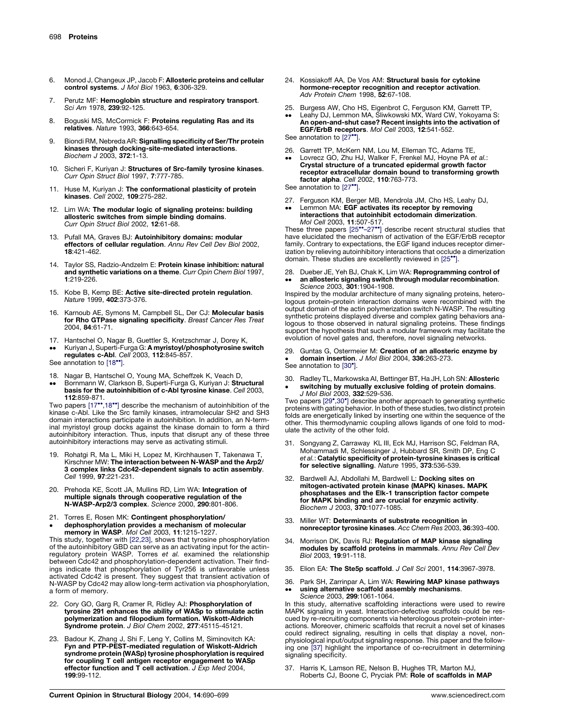6. Monod J, Changeux JP, Jacob F: **Allosteric proteins and cellular control systems**. *J Mol Biol* 1963, **6**:306-329.

7. Perutz MF: **Hemoglobin structure and respiratory transport**. *Sci Am* 1978, **239**:92-125.

8. Boguski MS, McCormick F: **Proteins regulating Ras and its relatives**. *Nature* 1993, **366**:643-654.

9. Biondi RM, Nebreda AR: **Signalling specificity of Ser/Thr protein kinases through docking-site-mediated interactions**. *Biochem J* 2003, **372**:1-13.

10. Sicheri F, Kuriyan J: **Structures of Src-family tyrosine kinases**. *Curr Opin Struct Biol* 1997, **7**:777-785.

11. Huse M, Kuriyan J: **The conformational plasticity of protein kinases**. *Cell* 2002, **109**:275-282.

12. Lim WA: **The modular logic of signaling proteins: building allosteric switches from simple binding domains**. *Curr Opin Struct Biol* 2002, **12**:61-68.

13. Pufall MA, Graves BJ: **Autoinhibitory domains: modular effectors of cellular regulation**. *Annu Rev Cell Dev Biol* 2002, **18**:421-462.

14. Taylor SS, Radzio-Andzelm E: **Protein kinase inhibition: natural and synthetic variations on a theme**. *Curr Opin Chem Biol* 1997, **1**:219-226.

15. Kobe B, Kemp BE: **Active site-directed protein regulation**. *Nature* 1999, **402**:373-376.

16. Karnoub AE, Symons M, Campbell SL, Der CJ: **Molecular basis for Rho GTPase signaling specificity**. *Breast Cancer Res Treat* 2004, **84**:61-71.

17. •• Hantschel O, Nagar B, Guettler S, Kretzschmar J, Dorey K, Kuriyan J, Superti-Furga G: **A myristoyl/phosphotyrosine switch regulates c-Abl**. *Cell* 2003, **112**:845-857.
See annotation to [18••].

18. •• Nagar B, Hantschel O, Young MA, Scheffzek K, Veach D, Bornmann W, Clarkson B, Superti-Furga G, Kuriyan J: **Structural basis for the autoinhibition of c-Abl tyrosine kinase**. *Cell* 2003, **112**:859-871.
Two papers [17••,18••] describe the mechanism of autoinhibition of the kinase c-Abl. Like the Src family kinases, intramolecular SH2 and SH3 domain interactions participate in autoinhibition. In addition, an N-terminal myristoyl group docks against the kinase domain to form a third autoinhibitory interaction. Thus, inputs that disrupt any of these three autoinhibitory interactions may serve as activating stimuli.

19. Rohatgi R, Ma L, Miki H, Lopez M, Kirchhausen T, Takenawa T, Kirschner MW: **The interaction between N-WASP and the Arp2/3 complex links Cdc42-dependent signals to actin assembly**. *Cell* 1999, **97**:221-231.

20. Prehoda KE, Scott JA, Mullins RD, Lim WA: **Integration of multiple signals through cooperative regulation of the N-WASP-Arp2/3 complex**. *Science* 2000, **290**:801-806.

21. • Torres E, Rosen MK: **Contingent phosphorylation/dephosphorylation provides a mechanism of molecular memory in WASP**. *Mol Cell* 2003, **11**:1215-1227.
This study, together with [22,23], shows that tyrosine phosphorylation of the autoinhibitory GBD can serve as an activating input for the actin-regulatory protein WASP. Torres *et al.* examined the relationship between Cdc42 and phosphorylation-dependent activation. Their findings indicate that phosphorylation of Tyr256 is unfavorable unless activated Cdc42 is present. They suggest that transient activation of N-WASP by Cdc42 may allow long-term activation via phosphorylation, a form of memory.

22. Cory GO, Garg R, Cramer R, Ridley AJ: **Phosphorylation of tyrosine 291 enhances the ability of WASp to stimulate actin polymerization and filopodium formation. Wiskott-Aldrich Syndrome protein**. *J Biol Chem* 2002, **277**:45115-45121.

23. Badour K, Zhang J, Shi F, Leng Y, Collins M, Siminovitch KA: **Fyn and PTP-PEST-mediated regulation of Wiskott-Aldrich syndrome protein (WASp) tyrosine phosphorylation is required for coupling T cell antigen receptor engagement to WASp effector function and T cell activation**. *J Exp Med* 2004, **199**:99-112.

24. Kossiakoff AA, De Vos AM: **Structural basis for cytokine hormone-receptor recognition and receptor activation**. *Adv Protein Chem* 1998, **52**:67-108.

25. •• Burgess AW, Cho HS, Eigenbrot C, Ferguson KM, Garrett TP, Leahy DJ, Lemmon MA, Sliwkowski MX, Ward CW, Yokoyama S: **An open-and-shut case? Recent insights into the activation of EGF/ErbB receptors**. *Mol Cell* 2003, **12**:541-552.
See annotation to [27••].

26. •• Garrett TP, McKern NM, Lou M, Elleman TC, Adams TE, Lovrecz GO, Zhu HJ, Walker F, Frenkel MJ, Hoyne PA *et al.*: **Crystal structure of a truncated epidermal growth factor receptor extracellular domain bound to transforming growth factor alpha**. *Cell* 2002, **110**:763-773.
See annotation to [27••].

27. •• Ferguson KM, Berger MB, Mendrola JM, Cho HS, Leahy DJ, Lemmon MA: **EGF activates its receptor by removing interactions that autoinhibit ectodomain dimerization**. *Mol Cell* 2003, **11**:507-517.
These three papers [25••–27••] describe recent structural studies that have elucidated the mechanism of activation of the EGF/ErbB receptor family. Contrary to expectations, the EGF ligand induces receptor dimerization by relieving autoinhibitory interactions that occlude a dimerization domain. These studies are excellently reviewed in [25••].

28. •• Dueber JE, Yeh BJ, Chak K, Lim WA: **Reprogramming control of an allosteric signaling switch through modular recombination**. *Science* 2003, **301**:1904-1908.
Inspired by the modular architecture of many signaling proteins, heterologous protein–protein interaction domains were recombined with the output domain of the actin polymerization switch N-WASP. The resulting synthetic proteins displayed diverse and complex gating behaviors analogous to those observed in natural signaling proteins. These findings support the hypothesis that such a modular framework may facilitate the evolution of novel gates and, therefore, novel signaling networks.

29. • Guntas G, Ostermeier M: **Creation of an allosteric enzyme by domain insertion**. *J Mol Biol* 2004, **336**:263-273.
See annotation to [30•].

30. • Radley TL, Markowska AI, Bettinger BT, Ha JH, Loh SN: **Allosteric switching by mutually exclusive folding of protein domains**. *J Mol Biol* 2003, **332**:529-536.
Two papers [29•,30•] describe another approach to generating synthetic proteins with gating behavior. In both of these studies, two distinct protein folds are energetically linked by inserting one within the sequence of the other. This thermodynamic coupling allows ligands of one fold to modulate the activity of the other fold.

31. Songyang Z, Carraway KL III, Eck MJ, Harrison SC, Feldman RA, Mohammadi M, Schlessinger J, Hubbard SR, Smith DP, Eng C *et al.*: **Catalytic specificity of protein-tyrosine kinases is critical for selective signalling**. *Nature* 1995, **373**:536-539.

32. Bardwell AJ, Abdollahi M, Bardwell L: **Docking sites on mitogen-activated protein kinase (MAPK) kinases. MAPK phosphatases and the Elk-1 transcription factor compete for MAPK binding and are crucial for enzymic activity**. *Biochem J* 2003, **370**:1077-1085.

33. Miller WT: **Determinants of substrate recognition in nonreceptor tyrosine kinases**. *Acc Chem Res* 2003, **36**:393-400.

34. Morrison DK, Davis RJ: **Regulation of MAP kinase signaling modules by scaffold proteins in mammals**. *Annu Rev Cell Dev Biol* 2003, **19**:91-118.

35. Elion EA: **The Ste5p scaffold**. *J Cell Sci* 2001, **114**:3967-3978.

36. •• Park SH, Zarrinpar A, Lim WA: **Rewiring MAP kinase pathways using alternative scaffold assembly mechanisms**. *Science* 2003, **299**:1061-1064.
In this study, alternative scaffolding interactions were used to rewire MAPK signaling in yeast. Interaction-defective scaffolds could be rescued by re-recruiting components via heterologous protein–protein interactions. Moreover, chimeric scaffolds that recruit a novel set of kinases could redirect signaling, resulting in cells that display a novel, non-physiological input/output signaling response. This paper and the following one [37] highlight the importance of co-recruitment in determining signaling specificity.

37. Harris K, Lamson RE, Nelson B, Hughes TR, Marton MJ, Roberts CJ, Boone C, Pryciak PM: **Role of scaffolds in MAP**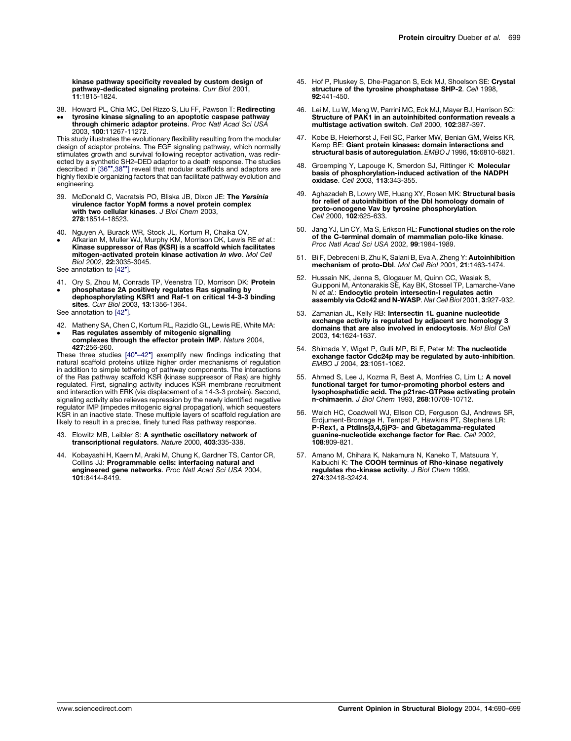**kinase pathway specificity revealed by custom design of pathway-dedicated signaling proteins**. *Curr Biol* 2001, **11**:1815-1824.

38. •• Howard PL, Chia MC, Del Rizzo S, Liu FF, Pawson T: **Redirecting tyrosine kinase signaling to an apoptotic caspase pathway through chimeric adaptor proteins**. *Proc Natl Acad Sci USA* 2003, **100**:11267-11272.

This study illustrates the evolutionary flexibility resulting from the modular design of adaptor proteins. The EGF signaling pathway, which normally stimulates growth and survival following receptor activation, was redirected by a synthetic SH2–DED adaptor to a death response. The studies described in [36••,38••] reveal that modular scaffolds and adaptors are highly flexible organizing factors that can facilitate pathway evolution and engineering.

39. McDonald C, Vacratsis PO, Bliska JB, Dixon JE: **The *Yersinia* virulence factor YopM forms a novel protein complex with two cellular kinases**. *J Biol Chem* 2003, **278**:18514-18523.

40. • Nguyen A, Burack WR, Stock JL, Kortum R, Chaika OV, Afkarian M, Muller WJ, Murphy KM, Morrison DK, Lewis RE *et al.*: **Kinase suppressor of Ras (KSR) is a scaffold which facilitates mitogen-activated protein kinase activation *in vivo***. *Mol Cell Biol* 2002, **22**:3035-3045.

See annotation to [42•].

41. • Ory S, Zhou M, Conrads TP, Veenstra TD, Morrison DK: **Protein phosphatase 2A positively regulates Ras signaling by dephosphorylating KSR1 and Raf-1 on critical 14-3-3 binding sites**. *Curr Biol* 2003, **13**:1356-1364.

See annotation to [42•].

42. • Matheny SA, Chen C, Kortum RL, Razidlo GL, Lewis RE, White MA: **Ras regulates assembly of mitogenic signalling complexes through the effector protein IMP**. *Nature* 2004, **427**:256-260.

These three studies [40•–42•] exemplify new findings indicating that natural scaffold proteins utilize higher order mechanisms of regulation in addition to simple tethering of pathway components. The interactions of the Ras pathway scaffold KSR (kinase suppressor of Ras) are highly regulated. First, signaling activity induces KSR membrane recruitment and interaction with ERK (via displacement of a 14-3-3 protein). Second, signaling activity also relieves repression by the newly identified negative regulator IMP (impedes mitogenic signal propagation), which sequesters KSR in an inactive state. These multiple layers of scaffold regulation are likely to result in a precise, finely tuned Ras pathway response.

43. Elowitz MB, Leibler S: **A synthetic oscillatory network of transcriptional regulators**. *Nature* 2000, **403**:335-338.

44. Kobayashi H, Kaern M, Araki M, Chung K, Gardner TS, Cantor CR, Collins JJ: **Programmable cells: interfacing natural and engineered gene networks**. *Proc Natl Acad Sci USA* 2004, **101**:8414-8419.

45. Hof P, Pluskey S, Dhe-Paganon S, Eck MJ, Shoelson SE: **Crystal structure of the tyrosine phosphatase SHP-2**. *Cell* 1998, **92**:441-450.

46. Lei M, Lu W, Meng W, Parrini MC, Eck MJ, Mayer BJ, Harrison SC: **Structure of PAK1 in an autoinhibited conformation reveals a multistage activation switch**. *Cell* 2000, **102**:387-397.

47. Kobe B, Heierhorst J, Feil SC, Parker MW, Benian GM, Weiss KR, Kemp BE: **Giant protein kinases: domain interactions and structural basis of autoregulation**. *EMBO J* 1996, **15**:6810-6821.

48. Groemping Y, Lapouge K, Smerdon SJ, Rittinger K: **Molecular basis of phosphorylation-induced activation of the NADPH oxidase**. *Cell* 2003, **113**:343-355.

49. Aghazadeh B, Lowry WE, Huang XY, Rosen MK: **Structural basis for relief of autoinhibition of the Dbl homology domain of proto-oncogene Vav by tyrosine phosphorylation**. *Cell* 2000, **102**:625-633.

50. Jang YJ, Lin CY, Ma S, Erikson RL: **Functional studies on the role of the C-terminal domain of mammalian polo-like kinase**. *Proc Natl Acad Sci USA* 2002, **99**:1984-1989.

51. Bi F, Debreceni B, Zhu K, Salani B, Eva A, Zheng Y: **Autoinhibition mechanism of proto-Dbl**. *Mol Cell Biol* 2001, **21**:1463-1474.

52. Hussain NK, Jenna S, Glogauer M, Quinn CC, Wasiak S, Guipponi M, Antonarakis SE, Kay BK, Stossel TP, Lamarche-Vane N *et al.*: **Endocytic protein intersectin-l regulates actin assembly via Cdc42 and N-WASP**. *Nat Cell Biol* 2001, **3**:927-932.

53. Zamanian JL, Kelly RB: **Intersectin 1L guanine nucleotide exchange activity is regulated by adjacent src homology 3 domains that are also involved in endocytosis**. *Mol Biol Cell* 2003, **14**:1624-1637.

54. Shimada Y, Wiget P, Gulli MP, Bi E, Peter M: **The nucleotide exchange factor Cdc24p may be regulated by auto-inhibition**. *EMBO J* 2004, **23**:1051-1062.

55. Ahmed S, Lee J, Kozma R, Best A, Monfries C, Lim L: **A novel functional target for tumor-promoting phorbol esters and lysophosphatidic acid. The p21rac-GTPase activating protein n-chimaerin**. *J Biol Chem* 1993, **268**:10709-10712.

56. Welch HC, Coadwell WJ, Ellson CD, Ferguson GJ, Andrews SR, Erdjument-Bromage H, Tempst P, Hawkins PT, Stephens LR: **P-Rex1, a PtdIns(3,4,5)P3- and Gbetagamma-regulated guanine-nucleotide exchange factor for Rac**. *Cell* 2002, **108**:809-821.

57. Amano M, Chihara K, Nakamura N, Kaneko T, Matsuura Y, Kaibuchi K: **The COOH terminus of Rho-kinase negatively regulates rho-kinase activity**. *J Biol Chem* 1999, **274**:32418-32424.